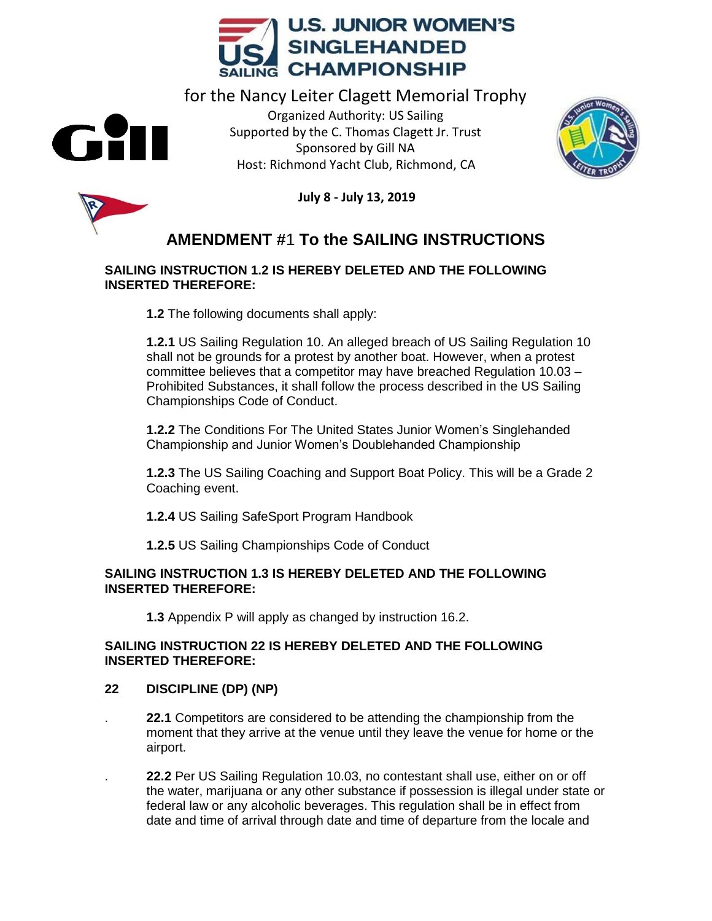# U.S. JUNIOR WOMEN'S SINGLEHANDED CHAMPIONSHIP

for the Nancy Leiter Clagett Memorial Trophy

Organized Authority: US Sailing
Supported by the C. Thomas Clagett Jr. Trust
Sponsored by Gill NA
Host: Richmond Yacht Club, Richmond, CA

**July 8 - July 13, 2019**

## AMENDMENT #1 To the SAILING INSTRUCTIONS

**SAILING INSTRUCTION 1.2 IS HEREBY DELETED AND THE FOLLOWING INSERTED THEREFORE:**

**1.2** The following documents shall apply:

**1.2.1** US Sailing Regulation 10. An alleged breach of US Sailing Regulation 10 shall not be grounds for a protest by another boat. However, when a protest committee believes that a competitor may have breached Regulation 10.03 – Prohibited Substances, it shall follow the process described in the US Sailing Championships Code of Conduct.

**1.2.2** The Conditions For The United States Junior Women's Singlehanded Championship and Junior Women's Doublehanded Championship

**1.2.3** The US Sailing Coaching and Support Boat Policy. This will be a Grade 2 Coaching event.

**1.2.4** US Sailing SafeSport Program Handbook

**1.2.5** US Sailing Championships Code of Conduct

**SAILING INSTRUCTION 1.3 IS HEREBY DELETED AND THE FOLLOWING INSERTED THEREFORE:**

**1.3** Appendix P will apply as changed by instruction 16.2.

**SAILING INSTRUCTION 22 IS HEREBY DELETED AND THE FOLLOWING INSERTED THEREFORE:**

**22 DISCIPLINE (DP) (NP)**

**22.1** Competitors are considered to be attending the championship from the moment that they arrive at the venue until they leave the venue for home or the airport.

**22.2** Per US Sailing Regulation 10.03, no contestant shall use, either on or off the water, marijuana or any other substance if possession is illegal under state or federal law or any alcoholic beverages. This regulation shall be in effect from date and time of arrival through date and time of departure from the locale and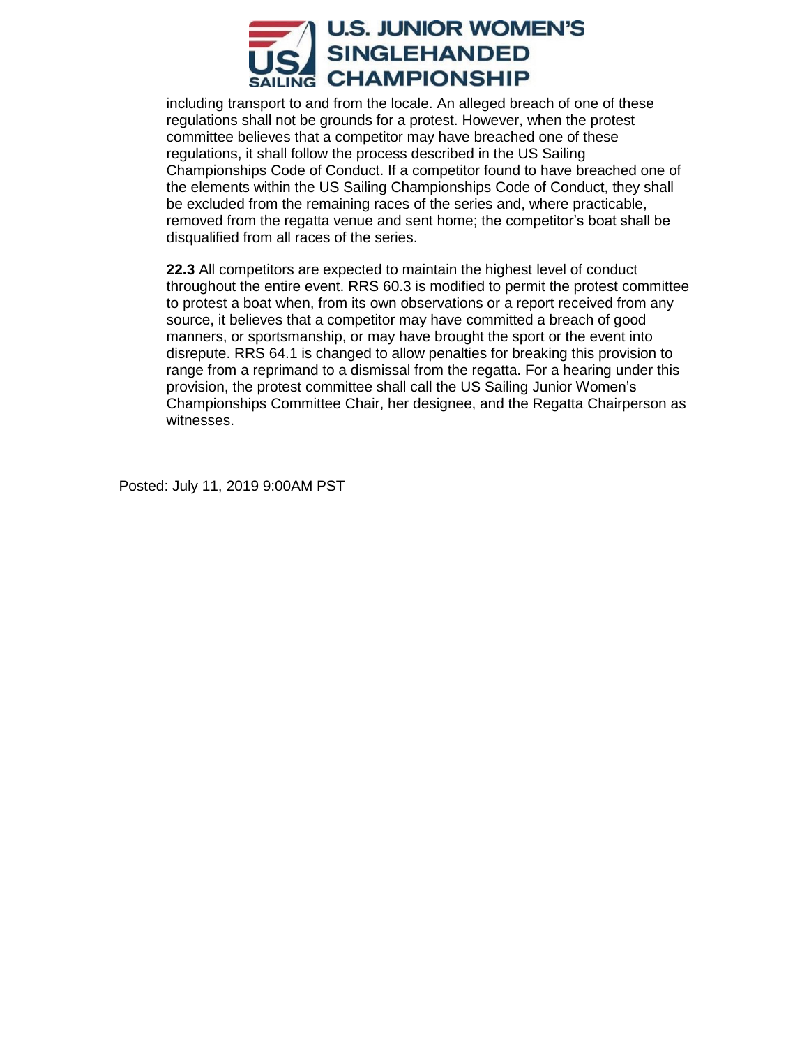including transport to and from the locale. An alleged breach of one of these regulations shall not be grounds for a protest. However, when the protest committee believes that a competitor may have breached one of these regulations, it shall follow the process described in the US Sailing Championships Code of Conduct. If a competitor found to have breached one of the elements within the US Sailing Championships Code of Conduct, they shall be excluded from the remaining races of the series and, where practicable, removed from the regatta venue and sent home; the competitor's boat shall be disqualified from all races of the series.

**22.3** All competitors are expected to maintain the highest level of conduct throughout the entire event. RRS 60.3 is modified to permit the protest committee to protest a boat when, from its own observations or a report received from any source, it believes that a competitor may have committed a breach of good manners, or sportsmanship, or may have brought the sport or the event into disrepute. RRS 64.1 is changed to allow penalties for breaking this provision to range from a reprimand to a dismissal from the regatta. For a hearing under this provision, the protest committee shall call the US Sailing Junior Women's Championships Committee Chair, her designee, and the Regatta Chairperson as witnesses.

Posted: July 11, 2019 9:00AM PST